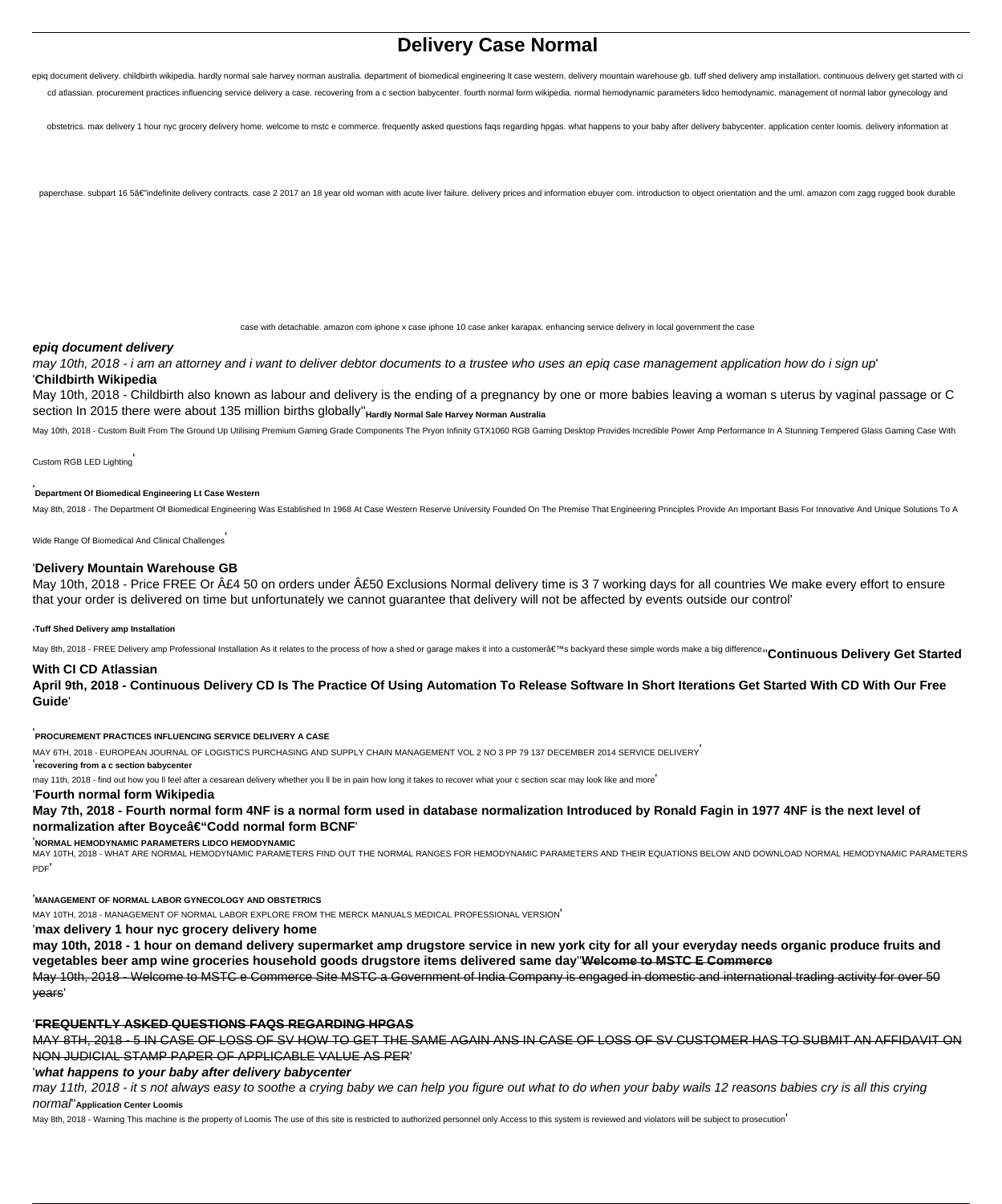# Delivery Case Normal

epiq document delivery. childbirth wikipedia. hardly normal sale harvey norman australia. department of biomedical engineering lt case western. delivery mountain warehouse gb. tuff shed delivery amp installation. continuous delivery get started with ci cd atlassian. procurement practices influencing service delivery a case. recovering from a c section babycenter. fourth normal form wikipedia. normal hemodynamic parameters lidco hemodynamic. management of normal labor gynecology and obstetrics. max delivery 1 hour nyc grocery delivery home. welcome to mstc e commerce. frequently asked questions faqs regarding hpgas. what happens to your baby after delivery babycenter. application center loomis. delivery information at paperchase. subpart 16 5â€"indefinite delivery contracts. case 2 2017 an 18 year old woman with acute liver failure. delivery prices and information ebuyer com. introduction to object orientation and the uml. amazon com zagg rugged book durable case with detachable. amazon com iphone x case iphone 10 case anker karapax. enhancing service delivery in local government the case

***epiq document delivery***

*may 10th, 2018 - i am an attorney and i want to deliver debtor documents to a trustee who uses an epiq case management application how do i sign up*'

'**Childbirth Wikipedia**

May 10th, 2018 - Childbirth also known as labour and delivery is the ending of a pregnancy by one or more babies leaving a woman s uterus by vaginal passage or C section In 2015 there were about 135 million births globally''**Hardly Normal Sale Harvey Norman Australia**

May 10th, 2018 - Custom Built From The Ground Up Utilising Premium Gaming Grade Components The Pryon Infinity GTX1060 RGB Gaming Desktop Provides Incredible Power Amp Performance In A Stunning Tempered Glass Gaming Case With Custom RGB LED Lighting'

'**Department Of Biomedical Engineering Lt Case Western**

May 8th, 2018 - The Department Of Biomedical Engineering Was Established In 1968 At Case Western Reserve University Founded On The Premise That Engineering Principles Provide An Important Basis For Innovative And Unique Solutions To A Wide Range Of Biomedical And Clinical Challenges'

'**Delivery Mountain Warehouse GB**

May 10th, 2018 - Price FREE Or Â£4 50 on orders under Â£50 Exclusions Normal delivery time is 3 7 working days for all countries We make every effort to ensure that your order is delivered on time but unfortunately we cannot guarantee that delivery will not be affected by events outside our control'

'**Tuff Shed Delivery amp Installation**

May 8th, 2018 - FREE Delivery amp Professional Installation As it relates to the process of how a shed or garage makes it into a customerâ€™s backyard these simple words make a big difference''**Continuous Delivery Get Started With CI CD Atlassian**

**April 9th, 2018 - Continuous Delivery CD Is The Practice Of Using Automation To Release Software In Short Iterations Get Started With CD With Our Free Guide**'

'**PROCUREMENT PRACTICES INFLUENCING SERVICE DELIVERY A CASE**

MAY 6TH, 2018 - EUROPEAN JOURNAL OF LOGISTICS PURCHASING AND SUPPLY CHAIN MANAGEMENT VOL 2 NO 3 PP 79 137 DECEMBER 2014 SERVICE DELIVERY'

'**recovering from a c section babycenter**

may 11th, 2018 - find out how you ll feel after a cesarean delivery whether you ll be in pain how long it takes to recover what your c section scar may look like and more'

'**Fourth normal form Wikipedia**

**May 7th, 2018 - Fourth normal form 4NF is a normal form used in database normalization Introduced by Ronald Fagin in 1977 4NF is the next level of normalization after Boyceâ€"Codd normal form BCNF**'

'**NORMAL HEMODYNAMIC PARAMETERS LIDCO HEMODYNAMIC**

MAY 10TH, 2018 - WHAT ARE NORMAL HEMODYNAMIC PARAMETERS FIND OUT THE NORMAL RANGES FOR HEMODYNAMIC PARAMETERS AND THEIR EQUATIONS BELOW AND DOWNLOAD NORMAL HEMODYNAMIC PARAMETERS PDF'

'**MANAGEMENT OF NORMAL LABOR GYNECOLOGY AND OBSTETRICS**

MAY 10TH, 2018 - MANAGEMENT OF NORMAL LABOR EXPLORE FROM THE MERCK MANUALS MEDICAL PROFESSIONAL VERSION'

'**max delivery 1 hour nyc grocery delivery home**

**may 10th, 2018 - 1 hour on demand delivery supermarket amp drugstore service in new york city for all your everyday needs organic produce fruits and vegetables beer amp wine groceries household goods drugstore items delivered same day**''~~**Welcome to MSTC E Commerce**~~

~~May 10th, 2018 - Welcome to MSTC e Commerce Site MSTC a Government of India Company is engaged in domestic and international trading activity for over 50 years~~'

'~~**FREQUENTLY ASKED QUESTIONS FAQS REGARDING HPGAS**~~

~~MAY 8TH, 2018 - 5 IN CASE OF LOSS OF SV HOW TO GET THE SAME AGAIN ANS IN CASE OF LOSS OF SV CUSTOMER HAS TO SUBMIT AN AFFIDAVIT ON NON JUDICIAL STAMP PAPER OF APPLICABLE VALUE AS PER~~'

'***what happens to your baby after delivery babycenter***

*may 11th, 2018 - it s not always easy to soothe a crying baby we can help you figure out what to do when your baby wails 12 reasons babies cry is all this crying normal*''**Application Center Loomis**

May 8th, 2018 - Warning This machine is the property of Loomis The use of this site is restricted to authorized personnel only Access to this system is reviewed and violators will be subject to prosecution'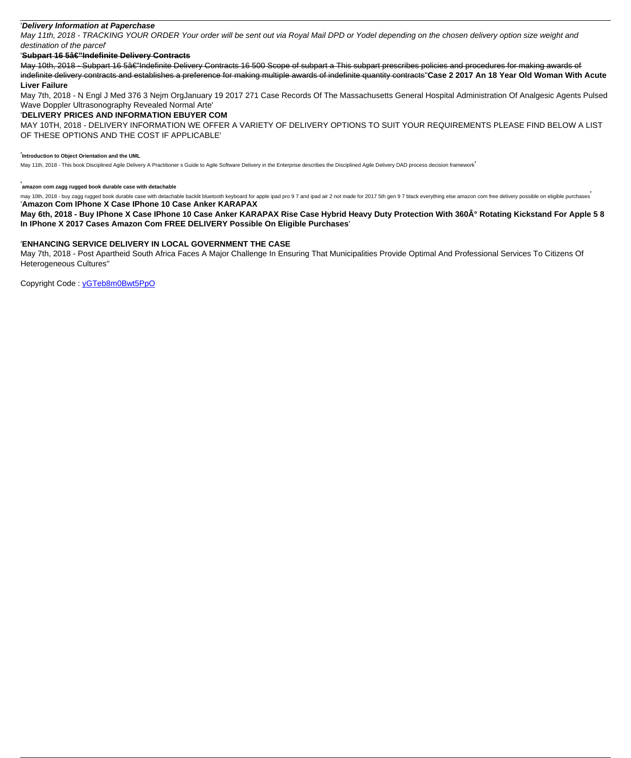'**_Delivery Information at Paperchase_**

_May 11th, 2018 - TRACKING YOUR ORDER Your order will be sent out via Royal Mail DPD or Yodel depending on the chosen delivery option size weight and destination of the parcel_'

'~~**Subpart 16 5â€"Indefinite Delivery Contracts**~~

~~May 10th, 2018 - Subpart 16 5â€"Indefinite Delivery Contracts 16 500 Scope of subpart a This subpart prescribes policies and procedures for making awards of indefinite delivery contracts and establishes a preference for making multiple awards of indefinite quantity contracts~~''**Case 2 2017 An 18 Year Old Woman With Acute Liver Failure**

May 7th, 2018 - N Engl J Med 376 3 Nejm OrgJanuary 19 2017 271 Case Records Of The Massachusetts General Hospital Administration Of Analgesic Agents Pulsed Wave Doppler Ultrasonography Revealed Normal Arte'

'**DELIVERY PRICES AND INFORMATION EBUYER COM**

MAY 10TH, 2018 - DELIVERY INFORMATION WE OFFER A VARIETY OF DELIVERY OPTIONS TO SUIT YOUR REQUIREMENTS PLEASE FIND BELOW A LIST OF THESE OPTIONS AND THE COST IF APPLICABLE'

'**Introduction to Object Orientation and the UML**

May 11th, 2018 - This book Disciplined Agile Delivery A Practitioner s Guide to Agile Software Delivery in the Enterprise describes the Disciplined Agile Delivery DAD process decision framework'

'**amazon com zagg rugged book durable case with detachable**

may 10th, 2018 - buy zagg rugged book durable case with detachable backlit bluetooth keyboard for apple ipad pro 9 7 and ipad air 2 not made for 2017 5th gen 9 7 black everything else amazon com free delivery possible on eligible purchases'

'**Amazon Com IPhone X Case IPhone 10 Case Anker KARAPAX**

**May 6th, 2018 - Buy IPhone X Case IPhone 10 Case Anker KARAPAX Rise Case Hybrid Heavy Duty Protection With 360Â° Rotating Kickstand For Apple 5 8 In IPhone X 2017 Cases Amazon Com FREE DELIVERY Possible On Eligible Purchases**'

'**ENHANCING SERVICE DELIVERY IN LOCAL GOVERNMENT THE CASE**

May 7th, 2018 - Post Apartheid South Africa Faces A Major Challenge In Ensuring That Municipalities Provide Optimal And Professional Services To Citizens Of Heterogeneous Cultures''

Copyright Code : yGTeb8m0Bwt5PpO